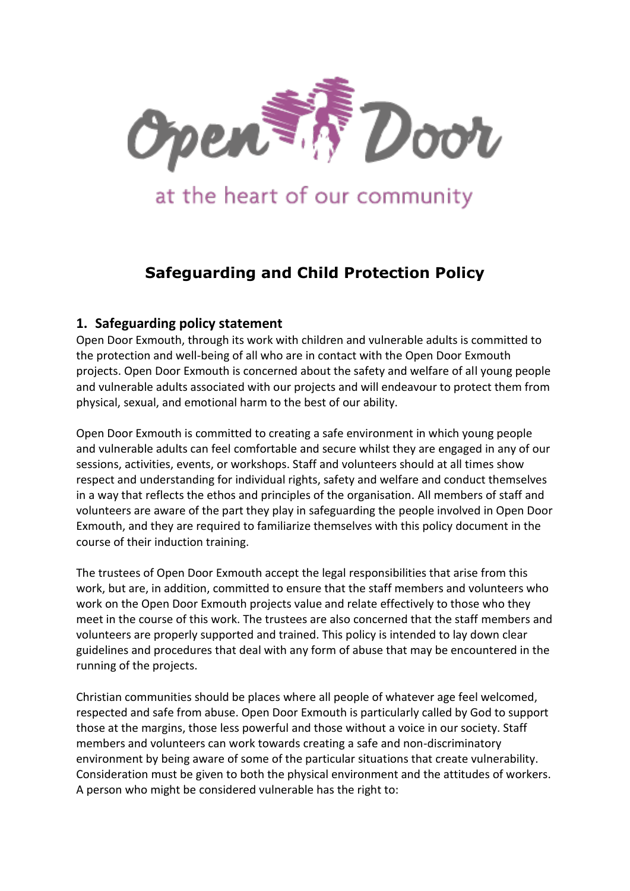Open Door

at the heart of our community

# Safeguarding and Child Protection Policy

## 1. Safeguarding policy statement

Open Door Exmouth, through its work with children and vulnerable adults is committed to the protection and well-being of all who are in contact with the Open Door Exmouth projects. Open Door Exmouth is concerned about the safety and welfare of all young people and vulnerable adults associated with our projects and will endeavour to protect them from physical, sexual, and emotional harm to the best of our ability.

Open Door Exmouth is committed to creating a safe environment in which young people and vulnerable adults can feel comfortable and secure whilst they are engaged in any of our sessions, activities, events, or workshops. Staff and volunteers should at all times show respect and understanding for individual rights, safety and welfare and conduct themselves in a way that reflects the ethos and principles of the organisation. All members of staff and volunteers are aware of the part they play in safeguarding the people involved in Open Door Exmouth, and they are required to familiarize themselves with this policy document in the course of their induction training.

The trustees of Open Door Exmouth accept the legal responsibilities that arise from this work, but are, in addition, committed to ensure that the staff members and volunteers who work on the Open Door Exmouth projects value and relate effectively to those who they meet in the course of this work. The trustees are also concerned that the staff members and volunteers are properly supported and trained. This policy is intended to lay down clear guidelines and procedures that deal with any form of abuse that may be encountered in the running of the projects.

Christian communities should be places where all people of whatever age feel welcomed, respected and safe from abuse. Open Door Exmouth is particularly called by God to support those at the margins, those less powerful and those without a voice in our society. Staff members and volunteers can work towards creating a safe and non-discriminatory environment by being aware of some of the particular situations that create vulnerability. Consideration must be given to both the physical environment and the attitudes of workers. A person who might be considered vulnerable has the right to: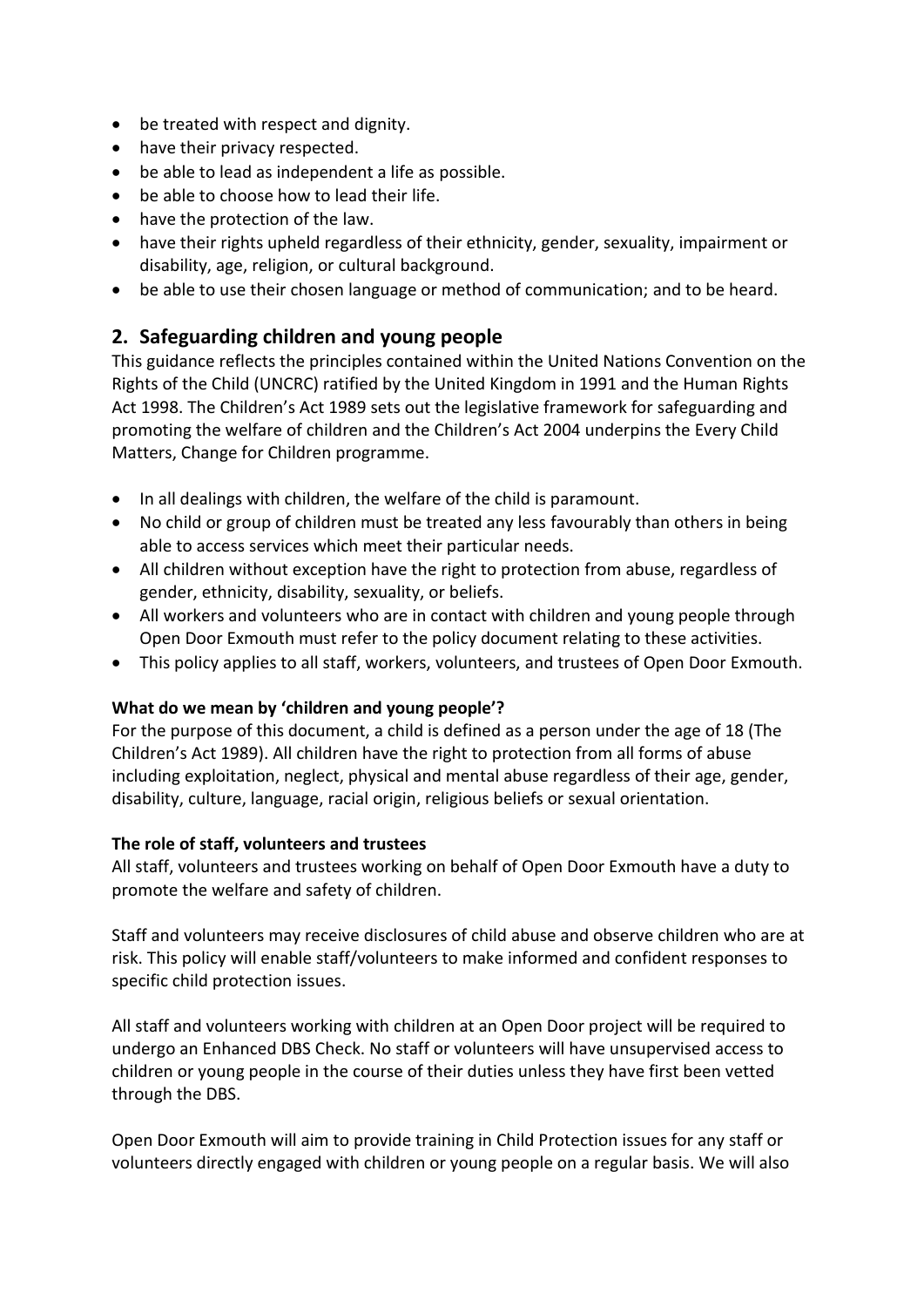- be treated with respect and dignity.
- have their privacy respected.
- be able to lead as independent a life as possible.
- be able to choose how to lead their life.
- have the protection of the law.
- have their rights upheld regardless of their ethnicity, gender, sexuality, impairment or disability, age, religion, or cultural background.
- be able to use their chosen language or method of communication; and to be heard.

## 2. Safeguarding children and young people

This guidance reflects the principles contained within the United Nations Convention on the Rights of the Child (UNCRC) ratified by the United Kingdom in 1991 and the Human Rights Act 1998. The Children's Act 1989 sets out the legislative framework for safeguarding and promoting the welfare of children and the Children's Act 2004 underpins the Every Child Matters, Change for Children programme.

- In all dealings with children, the welfare of the child is paramount.
- No child or group of children must be treated any less favourably than others in being able to access services which meet their particular needs.
- All children without exception have the right to protection from abuse, regardless of gender, ethnicity, disability, sexuality, or beliefs.
- All workers and volunteers who are in contact with children and young people through Open Door Exmouth must refer to the policy document relating to these activities.
- This policy applies to all staff, workers, volunteers, and trustees of Open Door Exmouth.

**What do we mean by 'children and young people'?**

For the purpose of this document, a child is defined as a person under the age of 18 (The Children's Act 1989). All children have the right to protection from all forms of abuse including exploitation, neglect, physical and mental abuse regardless of their age, gender, disability, culture, language, racial origin, religious beliefs or sexual orientation.

**The role of staff, volunteers and trustees**

All staff, volunteers and trustees working on behalf of Open Door Exmouth have a duty to promote the welfare and safety of children.

Staff and volunteers may receive disclosures of child abuse and observe children who are at risk. This policy will enable staff/volunteers to make informed and confident responses to specific child protection issues.

All staff and volunteers working with children at an Open Door project will be required to undergo an Enhanced DBS Check. No staff or volunteers will have unsupervised access to children or young people in the course of their duties unless they have first been vetted through the DBS.

Open Door Exmouth will aim to provide training in Child Protection issues for any staff or volunteers directly engaged with children or young people on a regular basis. We will also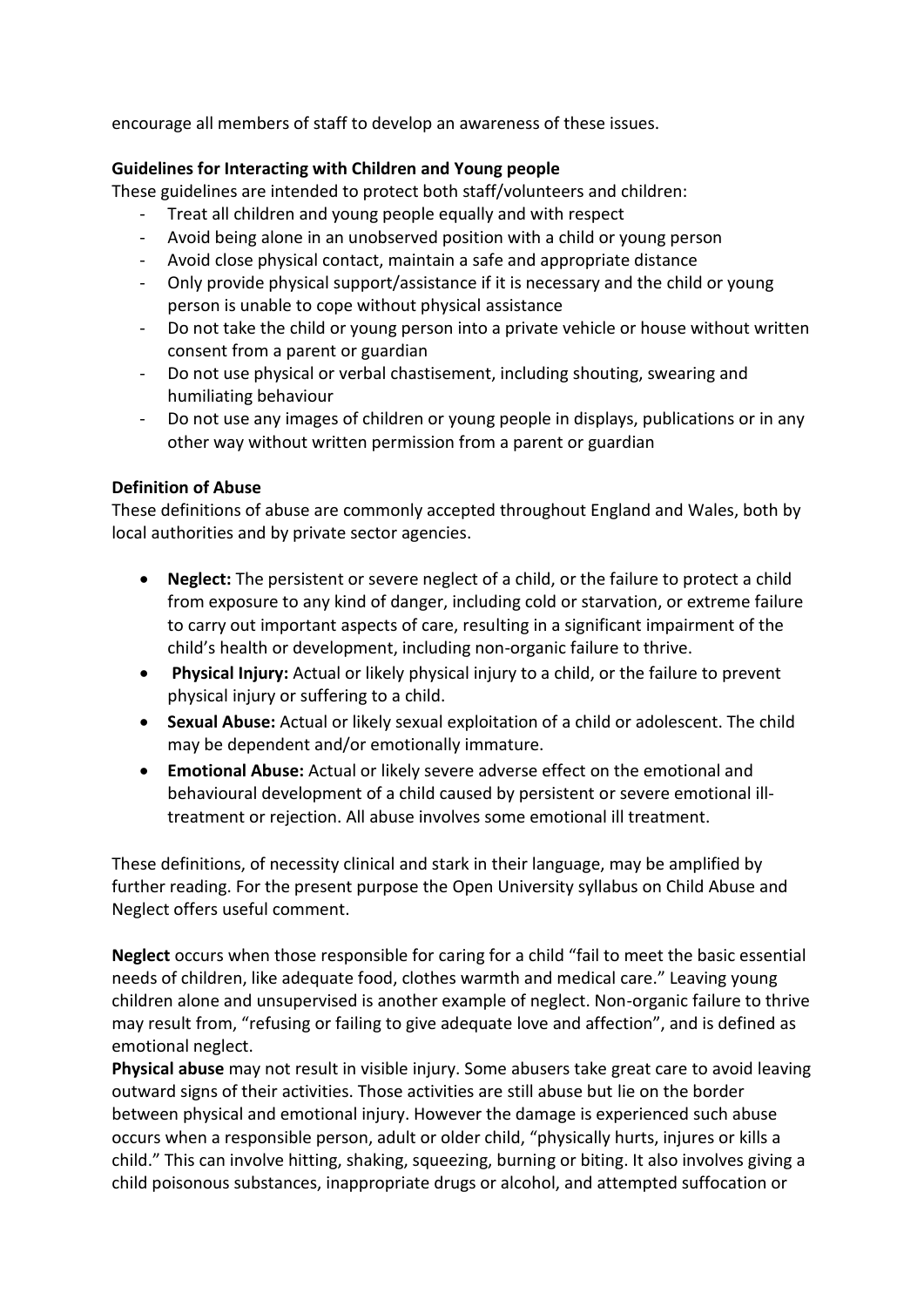encourage all members of staff to develop an awareness of these issues.

**Guidelines for Interacting with Children and Young people**

These guidelines are intended to protect both staff/volunteers and children:

- Treat all children and young people equally and with respect
- Avoid being alone in an unobserved position with a child or young person
- Avoid close physical contact, maintain a safe and appropriate distance
- Only provide physical support/assistance if it is necessary and the child or young person is unable to cope without physical assistance
- Do not take the child or young person into a private vehicle or house without written consent from a parent or guardian
- Do not use physical or verbal chastisement, including shouting, swearing and humiliating behaviour
- Do not use any images of children or young people in displays, publications or in any other way without written permission from a parent or guardian

**Definition of Abuse**

These definitions of abuse are commonly accepted throughout England and Wales, both by local authorities and by private sector agencies.

- **Neglect:** The persistent or severe neglect of a child, or the failure to protect a child from exposure to any kind of danger, including cold or starvation, or extreme failure to carry out important aspects of care, resulting in a significant impairment of the child's health or development, including non-organic failure to thrive.
- **Physical Injury:** Actual or likely physical injury to a child, or the failure to prevent physical injury or suffering to a child.
- **Sexual Abuse:** Actual or likely sexual exploitation of a child or adolescent. The child may be dependent and/or emotionally immature.
- **Emotional Abuse:** Actual or likely severe adverse effect on the emotional and behavioural development of a child caused by persistent or severe emotional ill-treatment or rejection. All abuse involves some emotional ill treatment.

These definitions, of necessity clinical and stark in their language, may be amplified by further reading. For the present purpose the Open University syllabus on Child Abuse and Neglect offers useful comment.

**Neglect** occurs when those responsible for caring for a child "fail to meet the basic essential needs of children, like adequate food, clothes warmth and medical care." Leaving young children alone and unsupervised is another example of neglect. Non-organic failure to thrive may result from, "refusing or failing to give adequate love and affection", and is defined as emotional neglect.

**Physical abuse** may not result in visible injury. Some abusers take great care to avoid leaving outward signs of their activities. Those activities are still abuse but lie on the border between physical and emotional injury. However the damage is experienced such abuse occurs when a responsible person, adult or older child, "physically hurts, injures or kills a child." This can involve hitting, shaking, squeezing, burning or biting. It also involves giving a child poisonous substances, inappropriate drugs or alcohol, and attempted suffocation or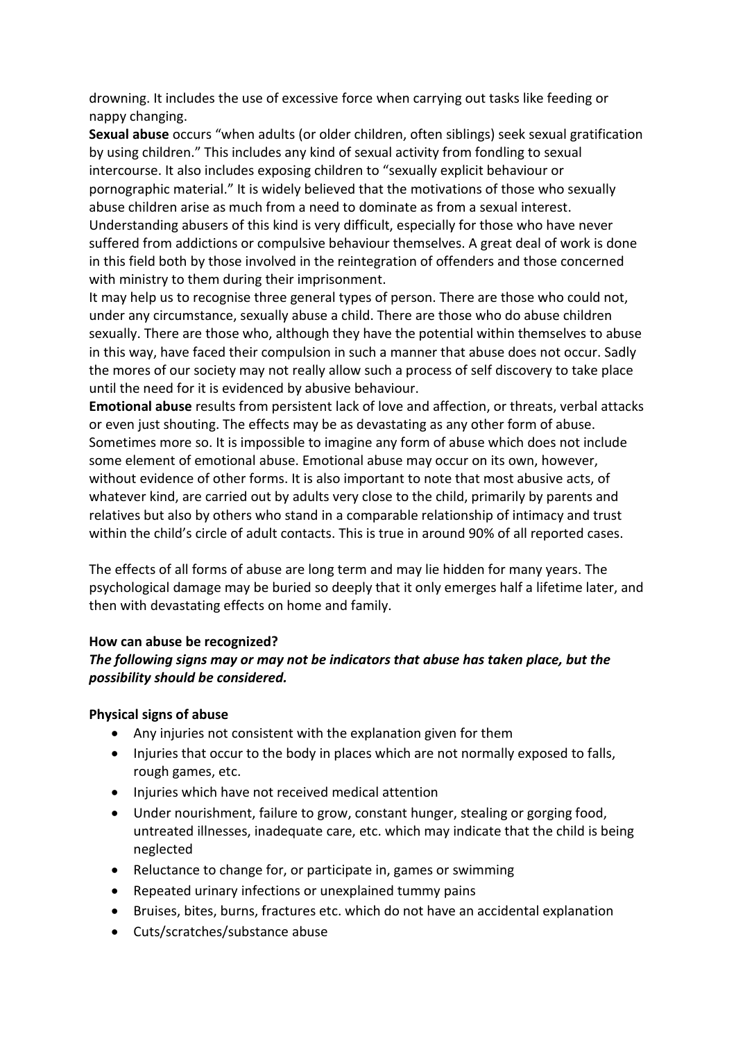drowning. It includes the use of excessive force when carrying out tasks like feeding or nappy changing.

**Sexual abuse** occurs "when adults (or older children, often siblings) seek sexual gratification by using children." This includes any kind of sexual activity from fondling to sexual intercourse. It also includes exposing children to "sexually explicit behaviour or pornographic material." It is widely believed that the motivations of those who sexually abuse children arise as much from a need to dominate as from a sexual interest. Understanding abusers of this kind is very difficult, especially for those who have never suffered from addictions or compulsive behaviour themselves. A great deal of work is done in this field both by those involved in the reintegration of offenders and those concerned with ministry to them during their imprisonment.

It may help us to recognise three general types of person. There are those who could not, under any circumstance, sexually abuse a child. There are those who do abuse children sexually. There are those who, although they have the potential within themselves to abuse in this way, have faced their compulsion in such a manner that abuse does not occur. Sadly the mores of our society may not really allow such a process of self discovery to take place until the need for it is evidenced by abusive behaviour.

**Emotional abuse** results from persistent lack of love and affection, or threats, verbal attacks or even just shouting. The effects may be as devastating as any other form of abuse. Sometimes more so. It is impossible to imagine any form of abuse which does not include some element of emotional abuse. Emotional abuse may occur on its own, however, without evidence of other forms. It is also important to note that most abusive acts, of whatever kind, are carried out by adults very close to the child, primarily by parents and relatives but also by others who stand in a comparable relationship of intimacy and trust within the child's circle of adult contacts. This is true in around 90% of all reported cases.

The effects of all forms of abuse are long term and may lie hidden for many years. The psychological damage may be buried so deeply that it only emerges half a lifetime later, and then with devastating effects on home and family.

**How can abuse be recognized?**

***The following signs may or may not be indicators that abuse has taken place, but the possibility should be considered.***

**Physical signs of abuse**

- Any injuries not consistent with the explanation given for them
- Injuries that occur to the body in places which are not normally exposed to falls, rough games, etc.
- Injuries which have not received medical attention
- Under nourishment, failure to grow, constant hunger, stealing or gorging food, untreated illnesses, inadequate care, etc. which may indicate that the child is being neglected
- Reluctance to change for, or participate in, games or swimming
- Repeated urinary infections or unexplained tummy pains
- Bruises, bites, burns, fractures etc. which do not have an accidental explanation
- Cuts/scratches/substance abuse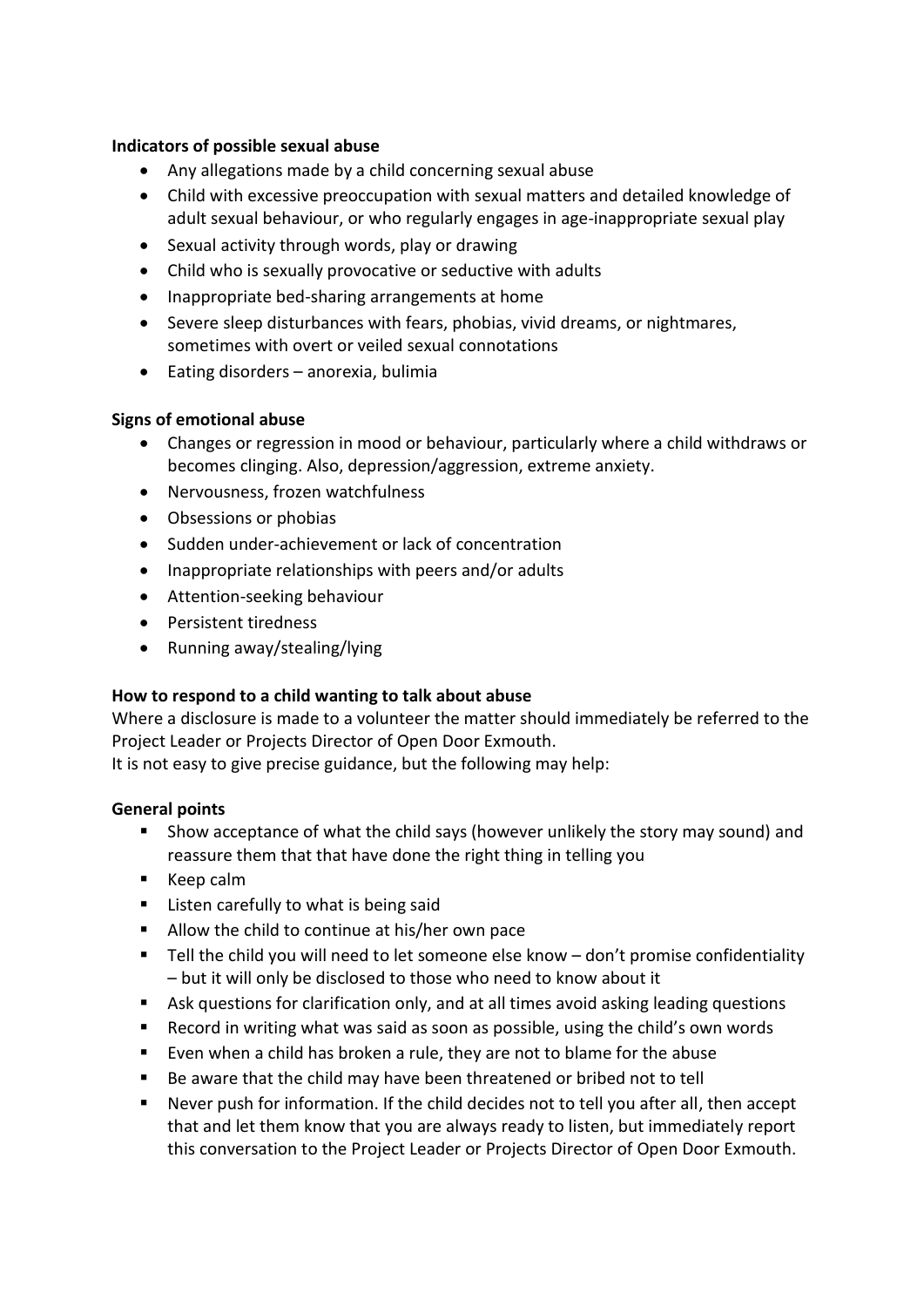**Indicators of possible sexual abuse**

- Any allegations made by a child concerning sexual abuse
- Child with excessive preoccupation with sexual matters and detailed knowledge of adult sexual behaviour, or who regularly engages in age-inappropriate sexual play
- Sexual activity through words, play or drawing
- Child who is sexually provocative or seductive with adults
- Inappropriate bed-sharing arrangements at home
- Severe sleep disturbances with fears, phobias, vivid dreams, or nightmares, sometimes with overt or veiled sexual connotations
- Eating disorders – anorexia, bulimia

**Signs of emotional abuse**

- Changes or regression in mood or behaviour, particularly where a child withdraws or becomes clinging. Also, depression/aggression, extreme anxiety.
- Nervousness, frozen watchfulness
- Obsessions or phobias
- Sudden under-achievement or lack of concentration
- Inappropriate relationships with peers and/or adults
- Attention-seeking behaviour
- Persistent tiredness
- Running away/stealing/lying

**How to respond to a child wanting to talk about abuse**

Where a disclosure is made to a volunteer the matter should immediately be referred to the Project Leader or Projects Director of Open Door Exmouth.
It is not easy to give precise guidance, but the following may help:

**General points**

- Show acceptance of what the child says (however unlikely the story may sound) and reassure them that that have done the right thing in telling you
- Keep calm
- Listen carefully to what is being said
- Allow the child to continue at his/her own pace
- Tell the child you will need to let someone else know – don't promise confidentiality – but it will only be disclosed to those who need to know about it
- Ask questions for clarification only, and at all times avoid asking leading questions
- Record in writing what was said as soon as possible, using the child's own words
- Even when a child has broken a rule, they are not to blame for the abuse
- Be aware that the child may have been threatened or bribed not to tell
- Never push for information. If the child decides not to tell you after all, then accept that and let them know that you are always ready to listen, but immediately report this conversation to the Project Leader or Projects Director of Open Door Exmouth.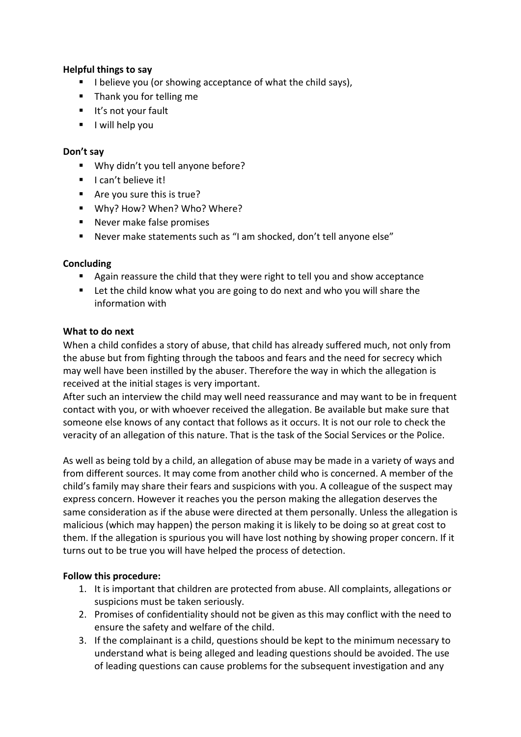**Helpful things to say**

- I believe you (or showing acceptance of what the child says),
- Thank you for telling me
- It's not your fault
- I will help you

**Don't say**

- Why didn't you tell anyone before?
- I can't believe it!
- Are you sure this is true?
- Why? How? When? Who? Where?
- Never make false promises
- Never make statements such as "I am shocked, don't tell anyone else"

**Concluding**

- Again reassure the child that they were right to tell you and show acceptance
- Let the child know what you are going to do next and who you will share the information with

**What to do next**

When a child confides a story of abuse, that child has already suffered much, not only from the abuse but from fighting through the taboos and fears and the need for secrecy which may well have been instilled by the abuser. Therefore the way in which the allegation is received at the initial stages is very important.
After such an interview the child may well need reassurance and may want to be in frequent contact with you, or with whoever received the allegation. Be available but make sure that someone else knows of any contact that follows as it occurs. It is not our role to check the veracity of an allegation of this nature. That is the task of the Social Services or the Police.

As well as being told by a child, an allegation of abuse may be made in a variety of ways and from different sources. It may come from another child who is concerned. A member of the child's family may share their fears and suspicions with you. A colleague of the suspect may express concern. However it reaches you the person making the allegation deserves the same consideration as if the abuse were directed at them personally. Unless the allegation is malicious (which may happen) the person making it is likely to be doing so at great cost to them. If the allegation is spurious you will have lost nothing by showing proper concern. If it turns out to be true you will have helped the process of detection.

**Follow this procedure:**

1. It is important that children are protected from abuse. All complaints, allegations or suspicions must be taken seriously.
2. Promises of confidentiality should not be given as this may conflict with the need to ensure the safety and welfare of the child.
3. If the complainant is a child, questions should be kept to the minimum necessary to understand what is being alleged and leading questions should be avoided. The use of leading questions can cause problems for the subsequent investigation and any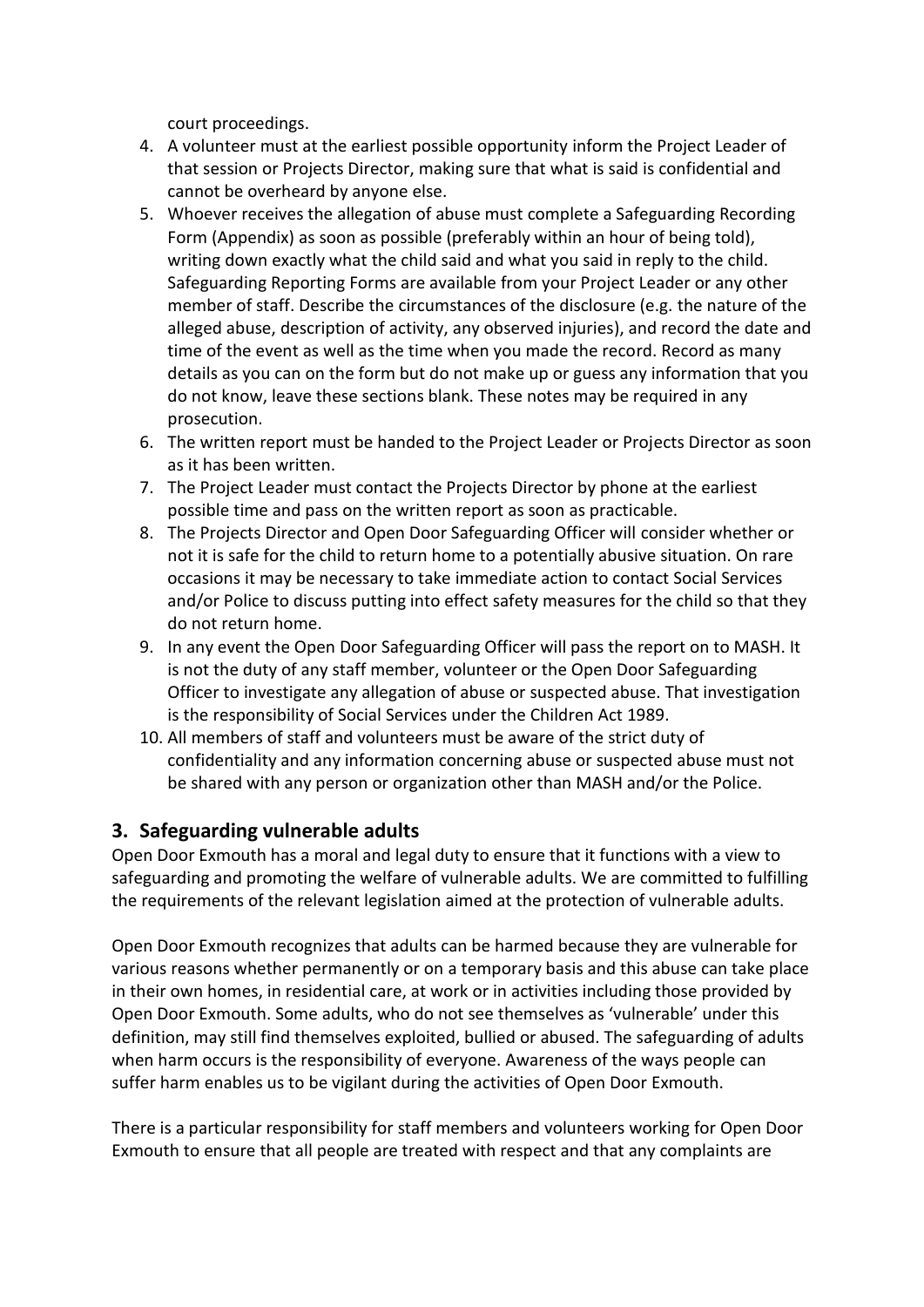court proceedings.

4. A volunteer must at the earliest possible opportunity inform the Project Leader of that session or Projects Director, making sure that what is said is confidential and cannot be overheard by anyone else.
5. Whoever receives the allegation of abuse must complete a Safeguarding Recording Form (Appendix) as soon as possible (preferably within an hour of being told), writing down exactly what the child said and what you said in reply to the child. Safeguarding Reporting Forms are available from your Project Leader or any other member of staff. Describe the circumstances of the disclosure (e.g. the nature of the alleged abuse, description of activity, any observed injuries), and record the date and time of the event as well as the time when you made the record. Record as many details as you can on the form but do not make up or guess any information that you do not know, leave these sections blank. These notes may be required in any prosecution.
6. The written report must be handed to the Project Leader or Projects Director as soon as it has been written.
7. The Project Leader must contact the Projects Director by phone at the earliest possible time and pass on the written report as soon as practicable.
8. The Projects Director and Open Door Safeguarding Officer will consider whether or not it is safe for the child to return home to a potentially abusive situation. On rare occasions it may be necessary to take immediate action to contact Social Services and/or Police to discuss putting into effect safety measures for the child so that they do not return home.
9. In any event the Open Door Safeguarding Officer will pass the report on to MASH. It is not the duty of any staff member, volunteer or the Open Door Safeguarding Officer to investigate any allegation of abuse or suspected abuse. That investigation is the responsibility of Social Services under the Children Act 1989.
10. All members of staff and volunteers must be aware of the strict duty of confidentiality and any information concerning abuse or suspected abuse must not be shared with any person or organization other than MASH and/or the Police.

## 3. Safeguarding vulnerable adults

Open Door Exmouth has a moral and legal duty to ensure that it functions with a view to safeguarding and promoting the welfare of vulnerable adults. We are committed to fulfilling the requirements of the relevant legislation aimed at the protection of vulnerable adults.

Open Door Exmouth recognizes that adults can be harmed because they are vulnerable for various reasons whether permanently or on a temporary basis and this abuse can take place in their own homes, in residential care, at work or in activities including those provided by Open Door Exmouth. Some adults, who do not see themselves as 'vulnerable' under this definition, may still find themselves exploited, bullied or abused. The safeguarding of adults when harm occurs is the responsibility of everyone. Awareness of the ways people can suffer harm enables us to be vigilant during the activities of Open Door Exmouth.

There is a particular responsibility for staff members and volunteers working for Open Door Exmouth to ensure that all people are treated with respect and that any complaints are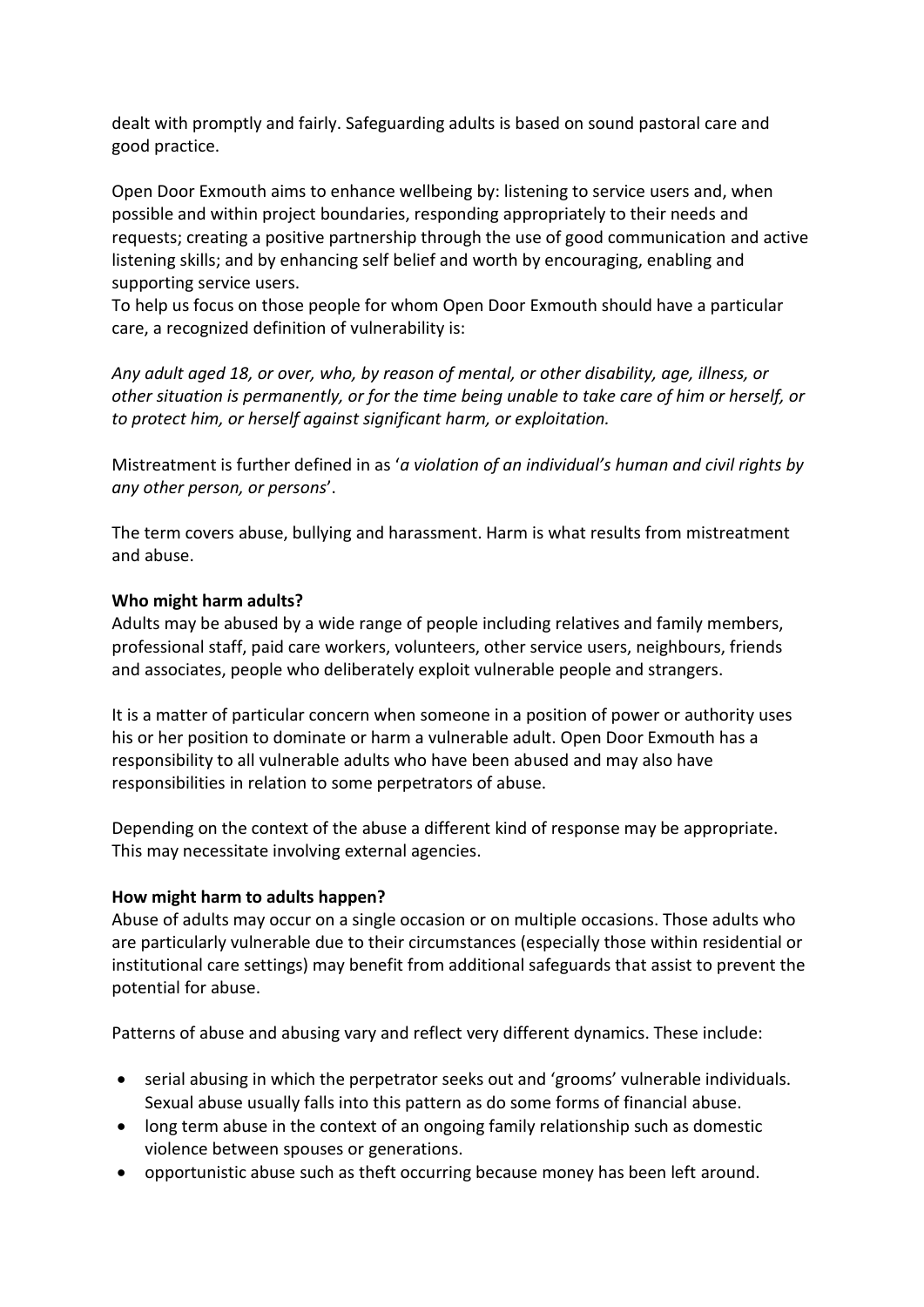dealt with promptly and fairly. Safeguarding adults is based on sound pastoral care and good practice.

Open Door Exmouth aims to enhance wellbeing by: listening to service users and, when possible and within project boundaries, responding appropriately to their needs and requests; creating a positive partnership through the use of good communication and active listening skills; and by enhancing self belief and worth by encouraging, enabling and supporting service users.
To help us focus on those people for whom Open Door Exmouth should have a particular care, a recognized definition of vulnerability is:

*Any adult aged 18, or over, who, by reason of mental, or other disability, age, illness, or other situation is permanently, or for the time being unable to take care of him or herself, or to protect him, or herself against significant harm, or exploitation.*

Mistreatment is further defined in as '*a violation of an individual's human and civil rights by any other person, or persons*'.

The term covers abuse, bullying and harassment. Harm is what results from mistreatment and abuse.

**Who might harm adults?**
Adults may be abused by a wide range of people including relatives and family members, professional staff, paid care workers, volunteers, other service users, neighbours, friends and associates, people who deliberately exploit vulnerable people and strangers.

It is a matter of particular concern when someone in a position of power or authority uses his or her position to dominate or harm a vulnerable adult. Open Door Exmouth has a responsibility to all vulnerable adults who have been abused and may also have responsibilities in relation to some perpetrators of abuse.

Depending on the context of the abuse a different kind of response may be appropriate. This may necessitate involving external agencies.

**How might harm to adults happen?**
Abuse of adults may occur on a single occasion or on multiple occasions. Those adults who are particularly vulnerable due to their circumstances (especially those within residential or institutional care settings) may benefit from additional safeguards that assist to prevent the potential for abuse.

Patterns of abuse and abusing vary and reflect very different dynamics. These include:

- serial abusing in which the perpetrator seeks out and 'grooms' vulnerable individuals. Sexual abuse usually falls into this pattern as do some forms of financial abuse.
- long term abuse in the context of an ongoing family relationship such as domestic violence between spouses or generations.
- opportunistic abuse such as theft occurring because money has been left around.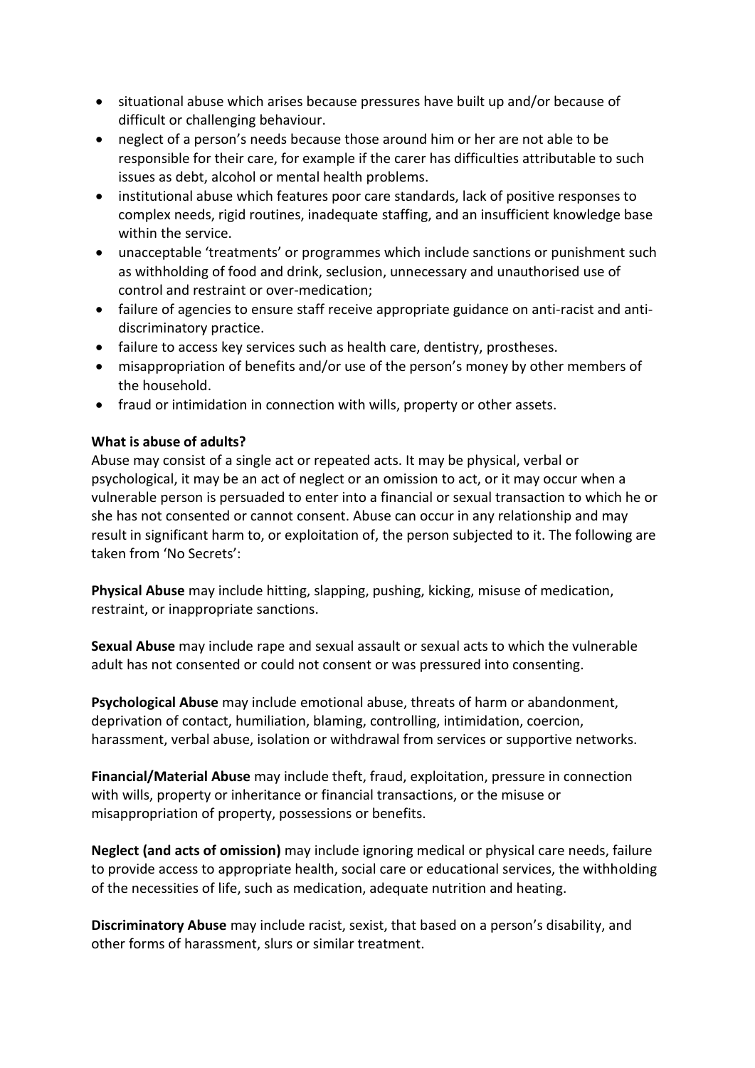- situational abuse which arises because pressures have built up and/or because of difficult or challenging behaviour.
- neglect of a person's needs because those around him or her are not able to be responsible for their care, for example if the carer has difficulties attributable to such issues as debt, alcohol or mental health problems.
- institutional abuse which features poor care standards, lack of positive responses to complex needs, rigid routines, inadequate staffing, and an insufficient knowledge base within the service.
- unacceptable 'treatments' or programmes which include sanctions or punishment such as withholding of food and drink, seclusion, unnecessary and unauthorised use of control and restraint or over-medication;
- failure of agencies to ensure staff receive appropriate guidance on anti-racist and anti-discriminatory practice.
- failure to access key services such as health care, dentistry, prostheses.
- misappropriation of benefits and/or use of the person's money by other members of the household.
- fraud or intimidation in connection with wills, property or other assets.

**What is abuse of adults?**

Abuse may consist of a single act or repeated acts. It may be physical, verbal or psychological, it may be an act of neglect or an omission to act, or it may occur when a vulnerable person is persuaded to enter into a financial or sexual transaction to which he or she has not consented or cannot consent. Abuse can occur in any relationship and may result in significant harm to, or exploitation of, the person subjected to it. The following are taken from 'No Secrets':

**Physical Abuse** may include hitting, slapping, pushing, kicking, misuse of medication, restraint, or inappropriate sanctions.

**Sexual Abuse** may include rape and sexual assault or sexual acts to which the vulnerable adult has not consented or could not consent or was pressured into consenting.

**Psychological Abuse** may include emotional abuse, threats of harm or abandonment, deprivation of contact, humiliation, blaming, controlling, intimidation, coercion, harassment, verbal abuse, isolation or withdrawal from services or supportive networks.

**Financial/Material Abuse** may include theft, fraud, exploitation, pressure in connection with wills, property or inheritance or financial transactions, or the misuse or misappropriation of property, possessions or benefits.

**Neglect (and acts of omission)** may include ignoring medical or physical care needs, failure to provide access to appropriate health, social care or educational services, the withholding of the necessities of life, such as medication, adequate nutrition and heating.

**Discriminatory Abuse** may include racist, sexist, that based on a person's disability, and other forms of harassment, slurs or similar treatment.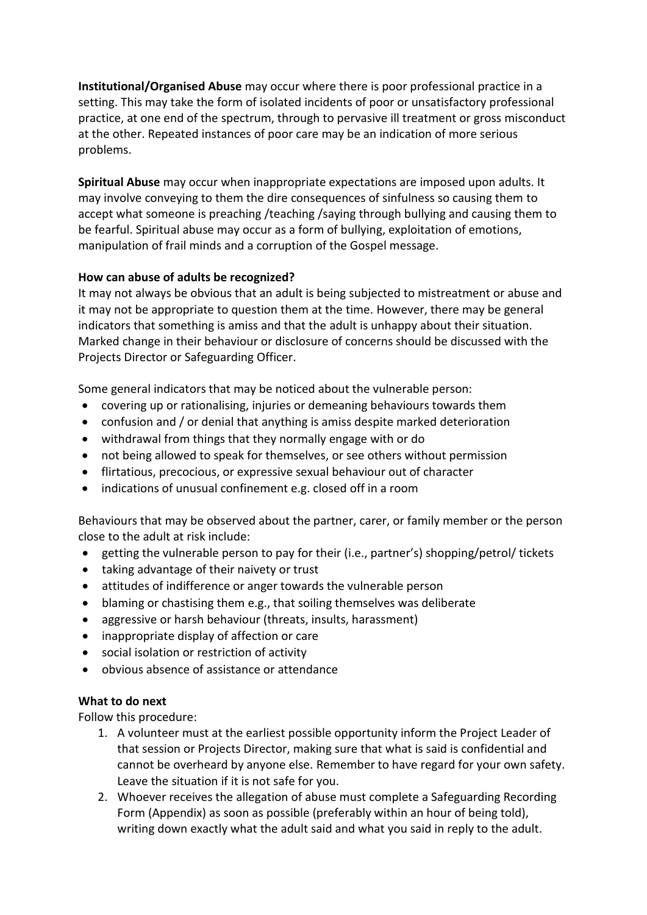**Institutional/Organised Abuse** may occur where there is poor professional practice in a setting. This may take the form of isolated incidents of poor or unsatisfactory professional practice, at one end of the spectrum, through to pervasive ill treatment or gross misconduct at the other. Repeated instances of poor care may be an indication of more serious problems.

**Spiritual Abuse** may occur when inappropriate expectations are imposed upon adults. It may involve conveying to them the dire consequences of sinfulness so causing them to accept what someone is preaching /teaching /saying through bullying and causing them to be fearful. Spiritual abuse may occur as a form of bullying, exploitation of emotions, manipulation of frail minds and a corruption of the Gospel message.

**How can abuse of adults be recognized?**

It may not always be obvious that an adult is being subjected to mistreatment or abuse and it may not be appropriate to question them at the time. However, there may be general indicators that something is amiss and that the adult is unhappy about their situation. Marked change in their behaviour or disclosure of concerns should be discussed with the Projects Director or Safeguarding Officer.

Some general indicators that may be noticed about the vulnerable person:

- covering up or rationalising, injuries or demeaning behaviours towards them
- confusion and / or denial that anything is amiss despite marked deterioration
- withdrawal from things that they normally engage with or do
- not being allowed to speak for themselves, or see others without permission
- flirtatious, precocious, or expressive sexual behaviour out of character
- indications of unusual confinement e.g. closed off in a room

Behaviours that may be observed about the partner, carer, or family member or the person close to the adult at risk include:

- getting the vulnerable person to pay for their (i.e., partner's) shopping/petrol/ tickets
- taking advantage of their naivety or trust
- attitudes of indifference or anger towards the vulnerable person
- blaming or chastising them e.g., that soiling themselves was deliberate
- aggressive or harsh behaviour (threats, insults, harassment)
- inappropriate display of affection or care
- social isolation or restriction of activity
- obvious absence of assistance or attendance

**What to do next**

Follow this procedure:

1. A volunteer must at the earliest possible opportunity inform the Project Leader of that session or Projects Director, making sure that what is said is confidential and cannot be overheard by anyone else. Remember to have regard for your own safety. Leave the situation if it is not safe for you.
2. Whoever receives the allegation of abuse must complete a Safeguarding Recording Form (Appendix) as soon as possible (preferably within an hour of being told), writing down exactly what the adult said and what you said in reply to the adult.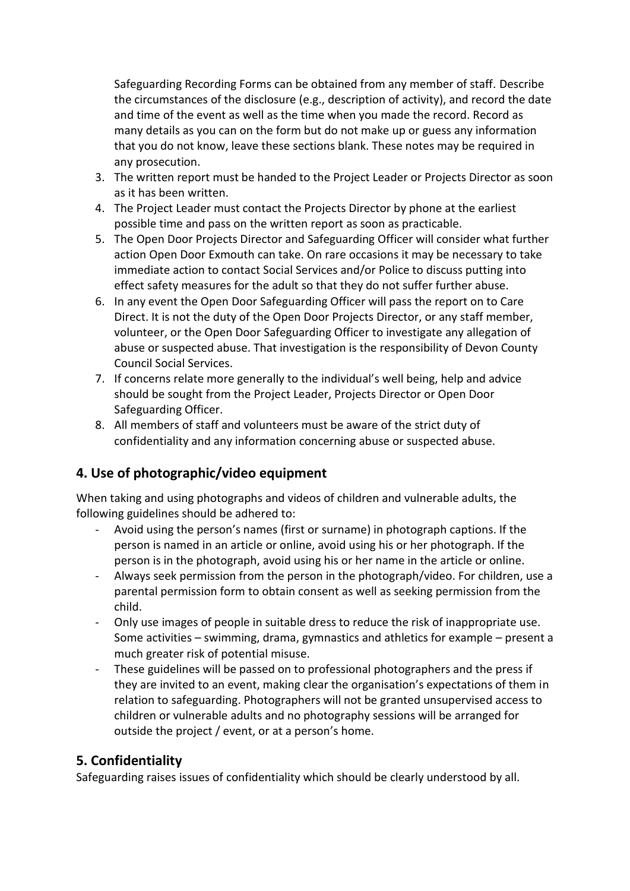Safeguarding Recording Forms can be obtained from any member of staff. Describe the circumstances of the disclosure (e.g., description of activity), and record the date and time of the event as well as the time when you made the record. Record as many details as you can on the form but do not make up or guess any information that you do not know, leave these sections blank. These notes may be required in any prosecution.

3. The written report must be handed to the Project Leader or Projects Director as soon as it has been written.
4. The Project Leader must contact the Projects Director by phone at the earliest possible time and pass on the written report as soon as practicable.
5. The Open Door Projects Director and Safeguarding Officer will consider what further action Open Door Exmouth can take. On rare occasions it may be necessary to take immediate action to contact Social Services and/or Police to discuss putting into effect safety measures for the adult so that they do not suffer further abuse.
6. In any event the Open Door Safeguarding Officer will pass the report on to Care Direct. It is not the duty of the Open Door Projects Director, or any staff member, volunteer, or the Open Door Safeguarding Officer to investigate any allegation of abuse or suspected abuse. That investigation is the responsibility of Devon County Council Social Services.
7. If concerns relate more generally to the individual's well being, help and advice should be sought from the Project Leader, Projects Director or Open Door Safeguarding Officer.
8. All members of staff and volunteers must be aware of the strict duty of confidentiality and any information concerning abuse or suspected abuse.

## 4. Use of photographic/video equipment

When taking and using photographs and videos of children and vulnerable adults, the following guidelines should be adhered to:

- Avoid using the person's names (first or surname) in photograph captions. If the person is named in an article or online, avoid using his or her photograph. If the person is in the photograph, avoid using his or her name in the article or online.
- Always seek permission from the person in the photograph/video. For children, use a parental permission form to obtain consent as well as seeking permission from the child.
- Only use images of people in suitable dress to reduce the risk of inappropriate use. Some activities – swimming, drama, gymnastics and athletics for example – present a much greater risk of potential misuse.
- These guidelines will be passed on to professional photographers and the press if they are invited to an event, making clear the organisation's expectations of them in relation to safeguarding. Photographers will not be granted unsupervised access to children or vulnerable adults and no photography sessions will be arranged for outside the project / event, or at a person's home.

## 5. Confidentiality

Safeguarding raises issues of confidentiality which should be clearly understood by all.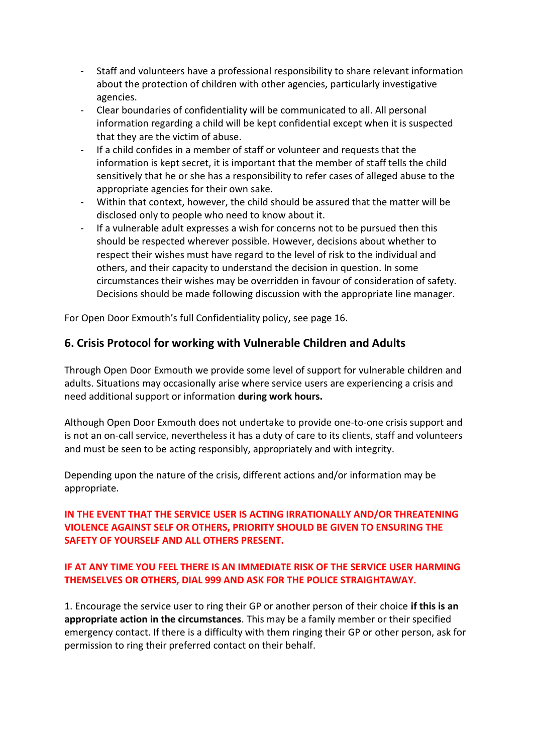- Staff and volunteers have a professional responsibility to share relevant information about the protection of children with other agencies, particularly investigative agencies.
- Clear boundaries of confidentiality will be communicated to all. All personal information regarding a child will be kept confidential except when it is suspected that they are the victim of abuse.
- If a child confides in a member of staff or volunteer and requests that the information is kept secret, it is important that the member of staff tells the child sensitively that he or she has a responsibility to refer cases of alleged abuse to the appropriate agencies for their own sake.
- Within that context, however, the child should be assured that the matter will be disclosed only to people who need to know about it.
- If a vulnerable adult expresses a wish for concerns not to be pursued then this should be respected wherever possible. However, decisions about whether to respect their wishes must have regard to the level of risk to the individual and others, and their capacity to understand the decision in question. In some circumstances their wishes may be overridden in favour of consideration of safety. Decisions should be made following discussion with the appropriate line manager.

For Open Door Exmouth's full Confidentiality policy, see page 16.

## 6. Crisis Protocol for working with Vulnerable Children and Adults

Through Open Door Exmouth we provide some level of support for vulnerable children and adults. Situations may occasionally arise where service users are experiencing a crisis and need additional support or information **during work hours.**

Although Open Door Exmouth does not undertake to provide one-to-one crisis support and is not an on-call service, nevertheless it has a duty of care to its clients, staff and volunteers and must be seen to be acting responsibly, appropriately and with integrity.

Depending upon the nature of the crisis, different actions and/or information may be appropriate.

**IN THE EVENT THAT THE SERVICE USER IS ACTING IRRATIONALLY AND/OR THREATENING VIOLENCE AGAINST SELF OR OTHERS, PRIORITY SHOULD BE GIVEN TO ENSURING THE SAFETY OF YOURSELF AND ALL OTHERS PRESENT.**

**IF AT ANY TIME YOU FEEL THERE IS AN IMMEDIATE RISK OF THE SERVICE USER HARMING THEMSELVES OR OTHERS, DIAL 999 AND ASK FOR THE POLICE STRAIGHTAWAY.**

1. Encourage the service user to ring their GP or another person of their choice **if this is an appropriate action in the circumstances**. This may be a family member or their specified emergency contact. If there is a difficulty with them ringing their GP or other person, ask for permission to ring their preferred contact on their behalf.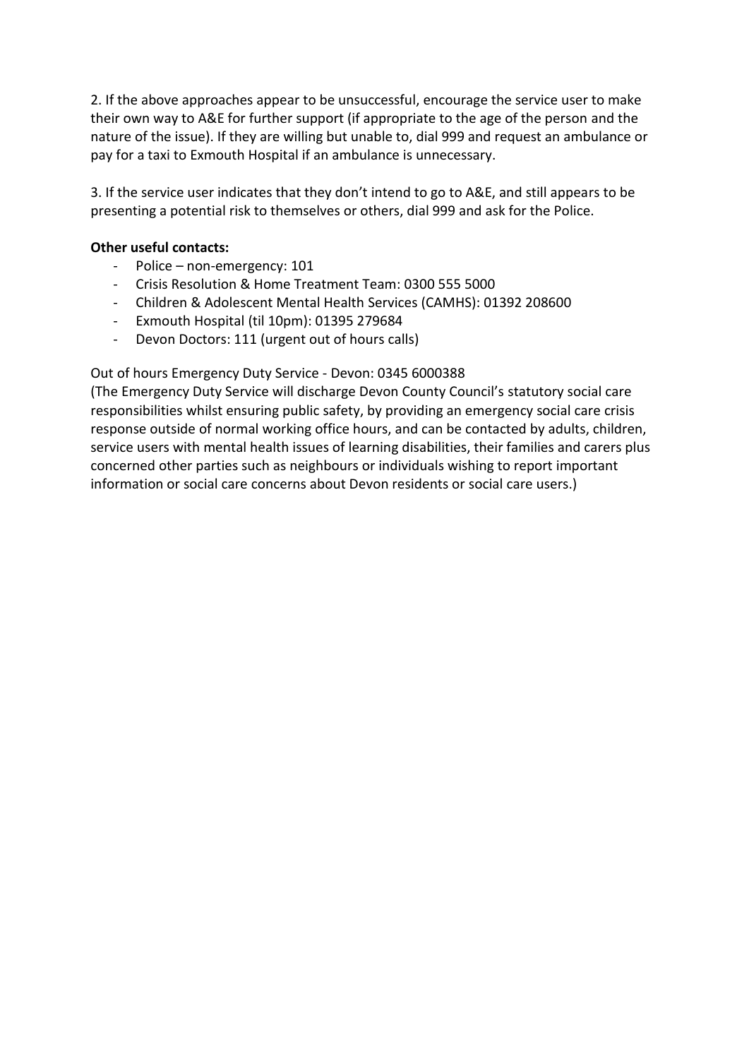2. If the above approaches appear to be unsuccessful, encourage the service user to make their own way to A&E for further support (if appropriate to the age of the person and the nature of the issue). If they are willing but unable to, dial 999 and request an ambulance or pay for a taxi to Exmouth Hospital if an ambulance is unnecessary.

3. If the service user indicates that they don't intend to go to A&E, and still appears to be presenting a potential risk to themselves or others, dial 999 and ask for the Police.

**Other useful contacts:**

- Police – non-emergency: 101
- Crisis Resolution & Home Treatment Team: 0300 555 5000
- Children & Adolescent Mental Health Services (CAMHS): 01392 208600
- Exmouth Hospital (til 10pm): 01395 279684
- Devon Doctors: 111 (urgent out of hours calls)

Out of hours Emergency Duty Service - Devon: 0345 6000388
(The Emergency Duty Service will discharge Devon County Council's statutory social care responsibilities whilst ensuring public safety, by providing an emergency social care crisis response outside of normal working office hours, and can be contacted by adults, children, service users with mental health issues of learning disabilities, their families and carers plus concerned other parties such as neighbours or individuals wishing to report important information or social care concerns about Devon residents or social care users.)